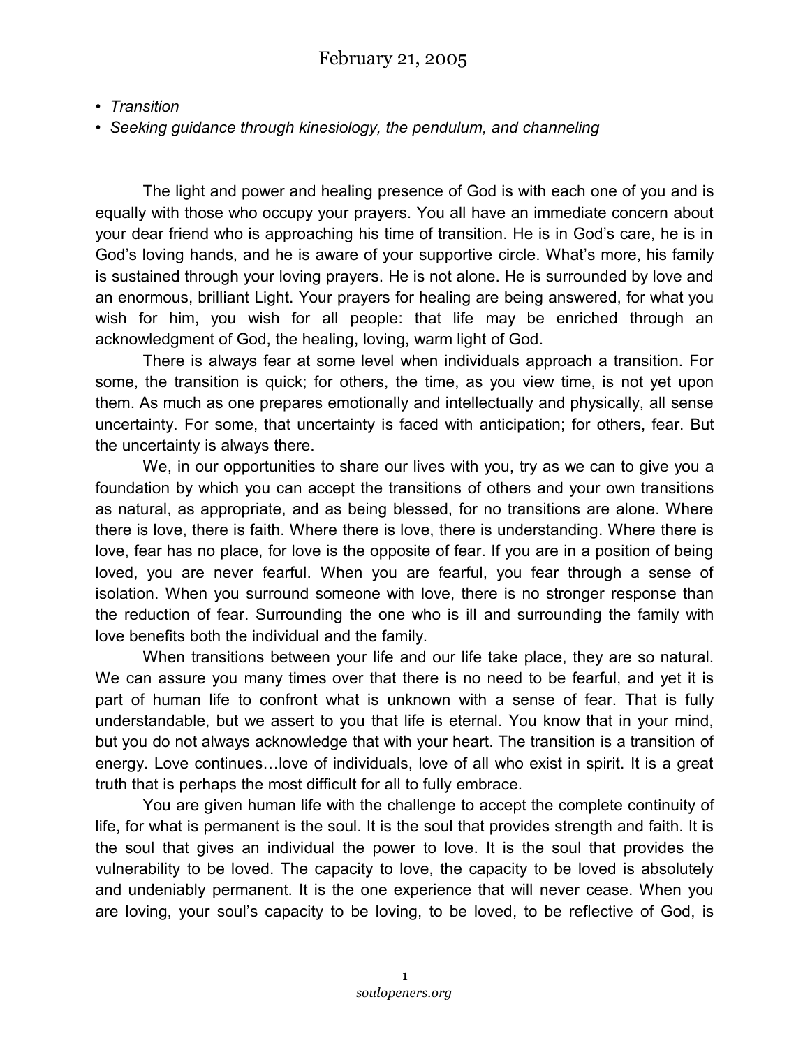# February 21, 2005

- *Transition*
- *Seeking guidance through kinesiology, the pendulum, and channeling*

The light and power and healing presence of God is with each one of you and is equally with those who occupy your prayers. You all have an immediate concern about your dear friend who is approaching his time of transition. He is in God's care, he is in God's loving hands, and he is aware of your supportive circle. What's more, his family is sustained through your loving prayers. He is not alone. He is surrounded by love and an enormous, brilliant Light. Your prayers for healing are being answered, for what you wish for him, you wish for all people: that life may be enriched through an acknowledgment of God, the healing, loving, warm light of God.

There is always fear at some level when individuals approach a transition. For some, the transition is quick; for others, the time, as you view time, is not yet upon them. As much as one prepares emotionally and intellectually and physically, all sense uncertainty. For some, that uncertainty is faced with anticipation; for others, fear. But the uncertainty is always there.

We, in our opportunities to share our lives with you, try as we can to give you a foundation by which you can accept the transitions of others and your own transitions as natural, as appropriate, and as being blessed, for no transitions are alone. Where there is love, there is faith. Where there is love, there is understanding. Where there is love, fear has no place, for love is the opposite of fear. If you are in a position of being loved, you are never fearful. When you are fearful, you fear through a sense of isolation. When you surround someone with love, there is no stronger response than the reduction of fear. Surrounding the one who is ill and surrounding the family with love benefits both the individual and the family.

When transitions between your life and our life take place, they are so natural. We can assure you many times over that there is no need to be fearful, and yet it is part of human life to confront what is unknown with a sense of fear. That is fully understandable, but we assert to you that life is eternal. You know that in your mind, but you do not always acknowledge that with your heart. The transition is a transition of energy. Love continues…love of individuals, love of all who exist in spirit. It is a great truth that is perhaps the most difficult for all to fully embrace.

You are given human life with the challenge to accept the complete continuity of life, for what is permanent is the soul. It is the soul that provides strength and faith. It is the soul that gives an individual the power to love. It is the soul that provides the vulnerability to be loved. The capacity to love, the capacity to be loved is absolutely and undeniably permanent. It is the one experience that will never cease. When you are loving, your soul's capacity to be loving, to be loved, to be reflective of God, is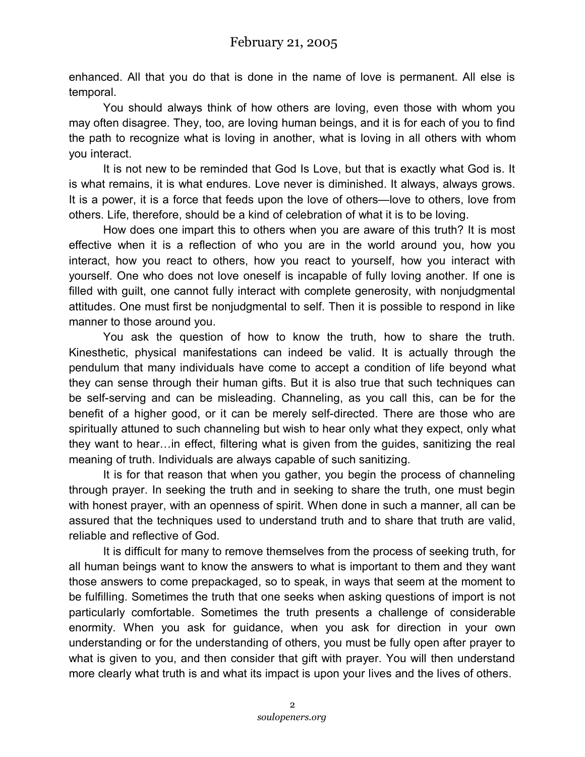enhanced. All that you do that is done in the name of love is permanent. All else is temporal.

You should always think of how others are loving, even those with whom you may often disagree. They, too, are loving human beings, and it is for each of you to find the path to recognize what is loving in another, what is loving in all others with whom you interact.

It is not new to be reminded that God Is Love, but that is exactly what God is. It is what remains, it is what endures. Love never is diminished. It always, always grows. It is a power, it is a force that feeds upon the love of others—love to others, love from others. Life, therefore, should be a kind of celebration of what it is to be loving.

How does one impart this to others when you are aware of this truth? It is most effective when it is a reflection of who you are in the world around you, how you interact, how you react to others, how you react to yourself, how you interact with yourself. One who does not love oneself is incapable of fully loving another. If one is filled with guilt, one cannot fully interact with complete generosity, with nonjudgmental attitudes. One must first be nonjudgmental to self. Then it is possible to respond in like manner to those around you.

You ask the question of how to know the truth, how to share the truth. Kinesthetic, physical manifestations can indeed be valid. It is actually through the pendulum that many individuals have come to accept a condition of life beyond what they can sense through their human gifts. But it is also true that such techniques can be self-serving and can be misleading. Channeling, as you call this, can be for the benefit of a higher good, or it can be merely self-directed. There are those who are spiritually attuned to such channeling but wish to hear only what they expect, only what they want to hear…in effect, filtering what is given from the guides, sanitizing the real meaning of truth. Individuals are always capable of such sanitizing.

It is for that reason that when you gather, you begin the process of channeling through prayer. In seeking the truth and in seeking to share the truth, one must begin with honest prayer, with an openness of spirit. When done in such a manner, all can be assured that the techniques used to understand truth and to share that truth are valid, reliable and reflective of God.

It is difficult for many to remove themselves from the process of seeking truth, for all human beings want to know the answers to what is important to them and they want those answers to come prepackaged, so to speak, in ways that seem at the moment to be fulfilling. Sometimes the truth that one seeks when asking questions of import is not particularly comfortable. Sometimes the truth presents a challenge of considerable enormity. When you ask for guidance, when you ask for direction in your own understanding or for the understanding of others, you must be fully open after prayer to what is given to you, and then consider that gift with prayer. You will then understand more clearly what truth is and what its impact is upon your lives and the lives of others.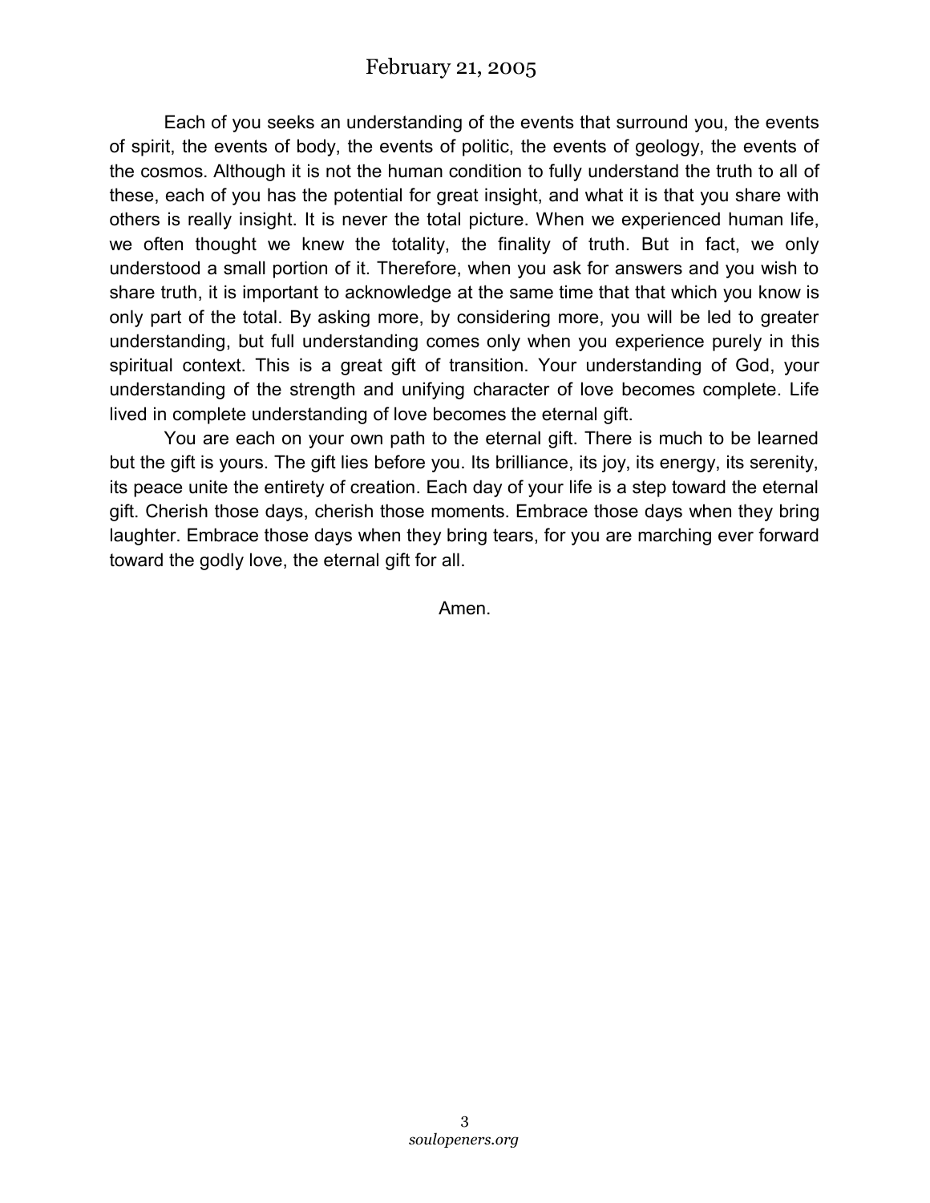## February 21, 2005

Each of you seeks an understanding of the events that surround you, the events of spirit, the events of body, the events of politic, the events of geology, the events of the cosmos. Although it is not the human condition to fully understand the truth to all of these, each of you has the potential for great insight, and what it is that you share with others is really insight. It is never the total picture. When we experienced human life, we often thought we knew the totality, the finality of truth. But in fact, we only understood a small portion of it. Therefore, when you ask for answers and you wish to share truth, it is important to acknowledge at the same time that that which you know is only part of the total. By asking more, by considering more, you will be led to greater understanding, but full understanding comes only when you experience purely in this spiritual context. This is a great gift of transition. Your understanding of God, your understanding of the strength and unifying character of love becomes complete. Life lived in complete understanding of love becomes the eternal gift.

You are each on your own path to the eternal gift. There is much to be learned but the gift is yours. The gift lies before you. Its brilliance, its joy, its energy, its serenity, its peace unite the entirety of creation. Each day of your life is a step toward the eternal gift. Cherish those days, cherish those moments. Embrace those days when they bring laughter. Embrace those days when they bring tears, for you are marching ever forward toward the godly love, the eternal gift for all.

Amen.